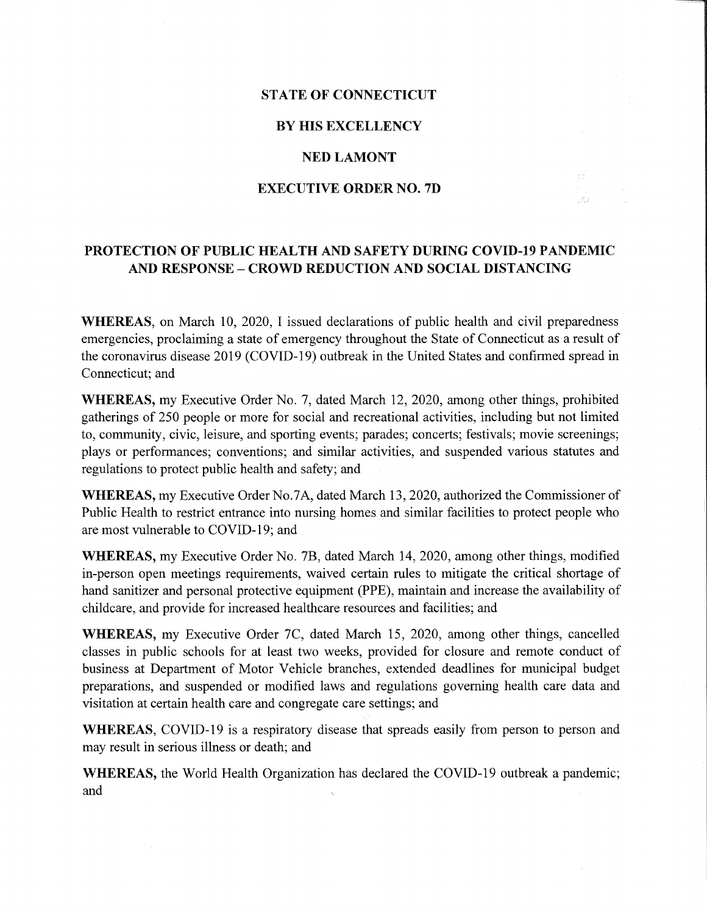**STATE OF CONNECTICUT**

**BY HIS EXCELLENCY**

**NED LAMONT**

**EXECUTIVE ORDER NO. 7D**

## PROTECTION OF PUBLIC HEALTH AND SAFETY DURING COVID-19 PANDEMIC AND RESPONSE – CROWD REDUCTION AND SOCIAL DISTANCING

**WHEREAS**, on March 10, 2020, I issued declarations of public health and civil preparedness emergencies, proclaiming a state of emergency throughout the State of Connecticut as a result of the coronavirus disease 2019 (COVID-19) outbreak in the United States and confirmed spread in Connecticut; and

**WHEREAS,** my Executive Order No. 7, dated March 12, 2020, among other things, prohibited gatherings of 250 people or more for social and recreational activities, including but not limited to, community, civic, leisure, and sporting events; parades; concerts; festivals; movie screenings; plays or performances; conventions; and similar activities, and suspended various statutes and regulations to protect public health and safety; and

**WHEREAS,** my Executive Order No.7A, dated March 13, 2020, authorized the Commissioner of Public Health to restrict entrance into nursing homes and similar facilities to protect people who are most vulnerable to COVID-19; and

**WHEREAS,** my Executive Order No. 7B, dated March 14, 2020, among other things, modified in-person open meetings requirements, waived certain rules to mitigate the critical shortage of hand sanitizer and personal protective equipment (PPE), maintain and increase the availability of childcare, and provide for increased healthcare resources and facilities; and

**WHEREAS,** my Executive Order 7C, dated March 15, 2020, among other things, cancelled classes in public schools for at least two weeks, provided for closure and remote conduct of business at Department of Motor Vehicle branches, extended deadlines for municipal budget preparations, and suspended or modified laws and regulations governing health care data and visitation at certain health care and congregate care settings; and

**WHEREAS**, COVID-19 is a respiratory disease that spreads easily from person to person and may result in serious illness or death; and

**WHEREAS,** the World Health Organization has declared the COVID-19 outbreak a pandemic; and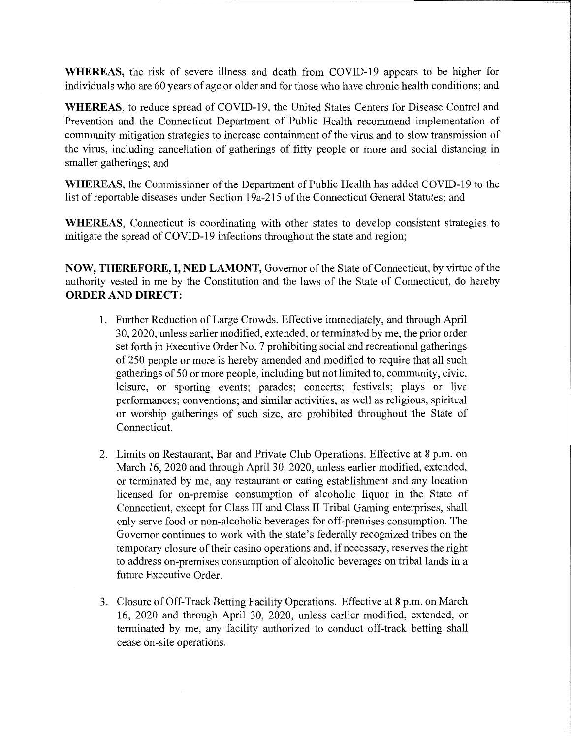**WHEREAS,** the risk of severe illness and death from COVID-19 appears to be higher for individuals who are 60 years of age or older and for those who have chronic health conditions; and

**WHEREAS**, to reduce spread of COVID-19, the United States Centers for Disease Control and Prevention and the Connecticut Department of Public Health recommend implementation of community mitigation strategies to increase containment of the virus and to slow transmission of the virus, including cancellation of gatherings of fifty people or more and social distancing in smaller gatherings; and

**WHEREAS**, the Commissioner of the Department of Public Health has added COVID-19 to the list of reportable diseases under Section 19a-215 of the Connecticut General Statutes; and

**WHEREAS**, Connecticut is coordinating with other states to develop consistent strategies to mitigate the spread of COVID-19 infections throughout the state and region;

**NOW, THEREFORE, I, NED LAMONT,** Governor of the State of Connecticut, by virtue of the authority vested in me by the Constitution and the laws of the State of Connecticut, do hereby **ORDER AND DIRECT:**

1. Further Reduction of Large Crowds. Effective immediately, and through April 30, 2020, unless earlier modified, extended, or terminated by me, the prior order set forth in Executive Order No. 7 prohibiting social and recreational gatherings of 250 people or more is hereby amended and modified to require that all such gatherings of 50 or more people, including but not limited to, community, civic, leisure, or sporting events; parades; concerts; festivals; plays or live performances; conventions; and similar activities, as well as religious, spiritual or worship gatherings of such size, are prohibited throughout the State of Connecticut.

2. Limits on Restaurant, Bar and Private Club Operations. Effective at 8 p.m. on March 16, 2020 and through April 30, 2020, unless earlier modified, extended, or terminated by me, any restaurant or eating establishment and any location licensed for on-premise consumption of alcoholic liquor in the State of Connecticut, except for Class III and Class II Tribal Gaming enterprises, shall only serve food or non-alcoholic beverages for off-premises consumption. The Governor continues to work with the state's federally recognized tribes on the temporary closure of their casino operations and, if necessary, reserves the right to address on-premises consumption of alcoholic beverages on tribal lands in a future Executive Order.

3. Closure of Off-Track Betting Facility Operations. Effective at 8 p.m. on March 16, 2020 and through April 30, 2020, unless earlier modified, extended, or terminated by me, any facility authorized to conduct off-track betting shall cease on-site operations.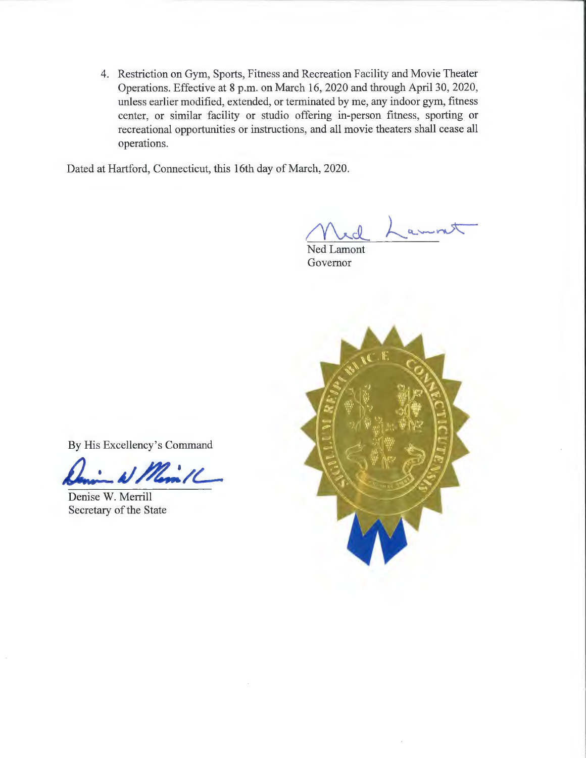4. Restriction on Gym, Sports, Fitness and Recreation Facility and Movie Theater Operations. Effective at 8 p.m. on March 16, 2020 and through April 30, 2020, unless earlier modified, extended, or terminated by me, any indoor gym, fitness center, or similar facility or studio offering in-person fitness, sporting or recreational opportunities or instructions, and all movie theaters shall cease all operations.

Dated at Hartford, Connecticut, this 16th day of March, 2020.

Ned Lamont
Governor

By His Excellency's Command

Denise W. Merrill
Secretary of the State